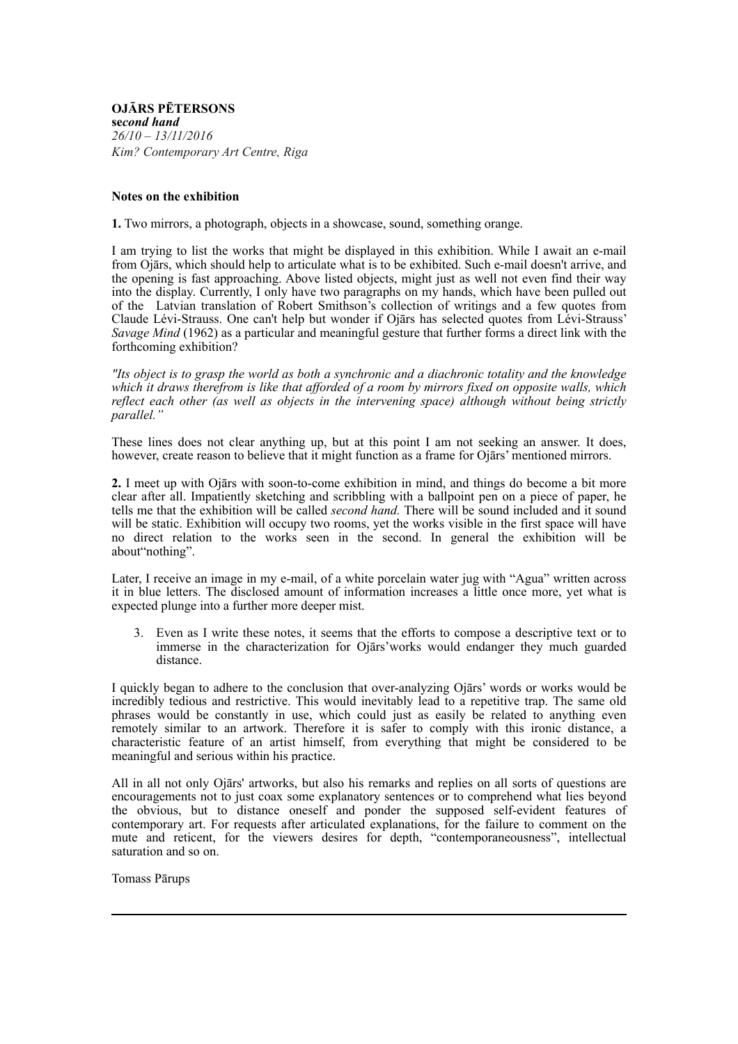**OJĀRS PĒTERSONS**
**se*cond hand***
*26/10 – 13/11/2016*
*Kim? Contemporary Art Centre, Riga*

**Notes on the exhibition**

**1.** Two mirrors, a photograph, objects in a showcase, sound, something orange.

I am trying to list the works that might be displayed in this exhibition. While I await an e-mail from Ojārs, which should help to articulate what is to be exhibited. Such e-mail doesn't arrive, and the opening is fast approaching. Above listed objects, might just as well not even find their way into the display. Currently, I only have two paragraphs on my hands, which have been pulled out of the Latvian translation of Robert Smithson's collection of writings and a few quotes from Claude Lévi-Strauss. One can't help but wonder if Ojārs has selected quotes from Lévi-Strauss' *Savage Mind* (1962) as a particular and meaningful gesture that further forms a direct link with the forthcoming exhibition?

*"Its object is to grasp the world as both a synchronic and a diachronic totality and the knowledge which it draws therefrom is like that afforded of a room by mirrors fixed on opposite walls, which reflect each other (as well as objects in the intervening space) although without being strictly parallel."*

These lines does not clear anything up, but at this point I am not seeking an answer. It does, however, create reason to believe that it might function as a frame for Ojārs' mentioned mirrors.

**2.** I meet up with Ojārs with soon-to-come exhibition in mind, and things do become a bit more clear after all. Impatiently sketching and scribbling with a ballpoint pen on a piece of paper, he tells me that the exhibition will be called *second hand.* There will be sound included and it sound will be static. Exhibition will occupy two rooms, yet the works visible in the first space will have no direct relation to the works seen in the second. In general the exhibition will be about"nothing".

Later, I receive an image in my e-mail, of a white porcelain water jug with "Agua" written across it in blue letters. The disclosed amount of information increases a little once more, yet what is expected plunge into a further more deeper mist.

3. Even as I write these notes, it seems that the efforts to compose a descriptive text or to immerse in the characterization for Ojārs'works would endanger they much guarded distance.

I quickly began to adhere to the conclusion that over-analyzing Ojārs' words or works would be incredibly tedious and restrictive. This would inevitably lead to a repetitive trap. The same old phrases would be constantly in use, which could just as easily be related to anything even remotely similar to an artwork. Therefore it is safer to comply with this ironic distance, a characteristic feature of an artist himself, from everything that might be considered to be meaningful and serious within his practice.

All in all not only Ojārs' artworks, but also his remarks and replies on all sorts of questions are encouragements not to just coax some explanatory sentences or to comprehend what lies beyond the obvious, but to distance oneself and ponder the supposed self-evident features of contemporary art. For requests after articulated explanations, for the failure to comment on the mute and reticent, for the viewers desires for depth, "contemporaneousness", intellectual saturation and so on.

Tomass Pārups

---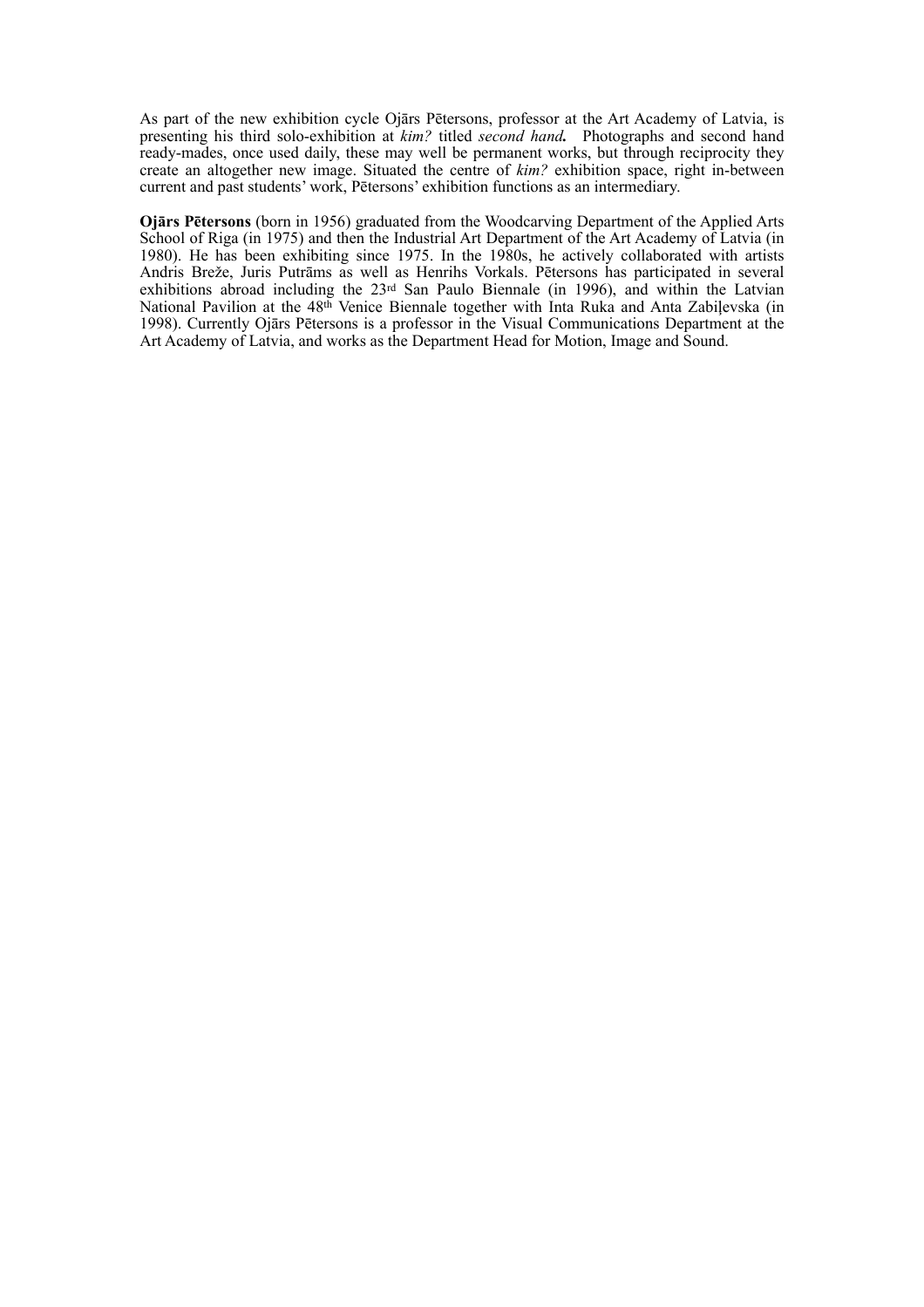As part of the new exhibition cycle Ojārs Pētersons, professor at the Art Academy of Latvia, is presenting his third solo-exhibition at *kim?* titled *second hand****.*** Photographs and second hand ready-mades, once used daily, these may well be permanent works, but through reciprocity they create an altogether new image. Situated the centre of *kim?* exhibition space, right in-between current and past students' work, Pētersons' exhibition functions as an intermediary.

**Ojārs Pētersons** (born in 1956) graduated from the Woodcarving Department of the Applied Arts School of Riga (in 1975) and then the Industrial Art Department of the Art Academy of Latvia (in 1980). He has been exhibiting since 1975. In the 1980s, he actively collaborated with artists Andris Breže, Juris Putrāms as well as Henrihs Vorkals. Pētersons has participated in several exhibitions abroad including the 23rd San Paulo Biennale (in 1996), and within the Latvian National Pavilion at the 48th Venice Biennale together with Inta Ruka and Anta Zabiļevska (in 1998). Currently Ojārs Pētersons is a professor in the Visual Communications Department at the Art Academy of Latvia, and works as the Department Head for Motion, Image and Sound.